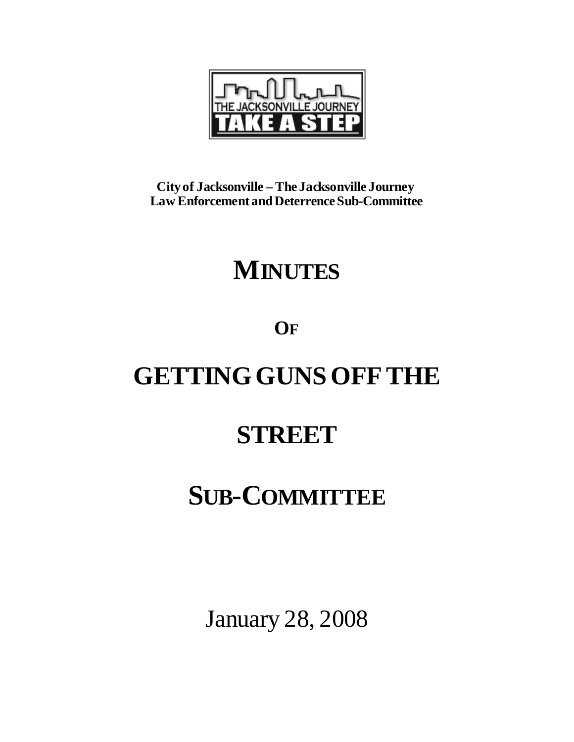THE JACKSONVILLE JOURNEY
TAKE A STEP

**City of Jacksonville – The Jacksonville Journey**
**Law Enforcement and Deterrence Sub-Committee**

# MINUTES

# OF

# GETTING GUNS OFF THE

# STREET

# SUB-COMMITTEE

January 28, 2008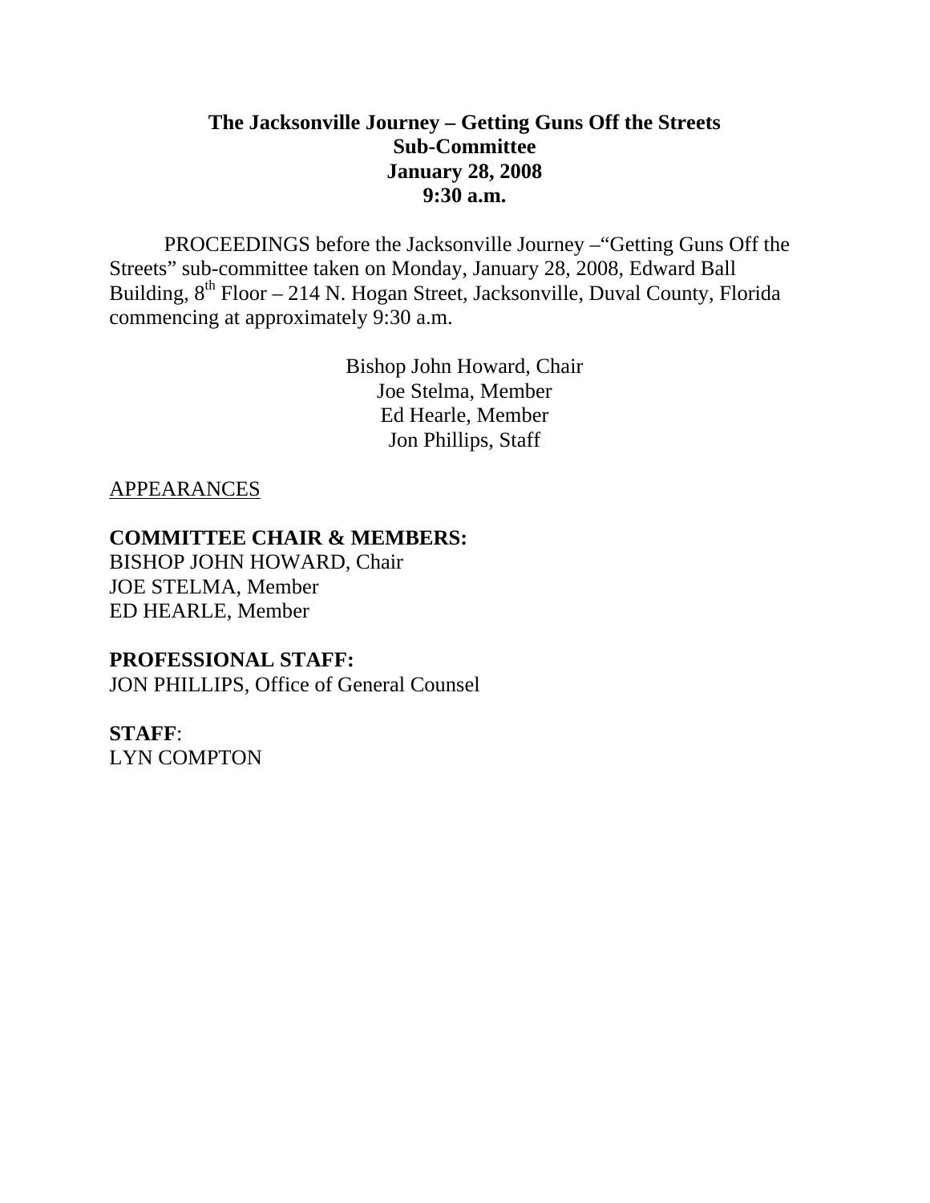**The Jacksonville Journey – Getting Guns Off the Streets**
**Sub-Committee**
**January 28, 2008**
**9:30 a.m.**

PROCEEDINGS before the Jacksonville Journey –"Getting Guns Off the Streets" sub-committee taken on Monday, January 28, 2008, Edward Ball Building, 8th Floor – 214 N. Hogan Street, Jacksonville, Duval County, Florida commencing at approximately 9:30 a.m.

Bishop John Howard, Chair
Joe Stelma, Member
Ed Hearle, Member
Jon Phillips, Staff

APPEARANCES

**COMMITTEE CHAIR & MEMBERS:**
BISHOP JOHN HOWARD, Chair
JOE STELMA, Member
ED HEARLE, Member

**PROFESSIONAL STAFF:**
JON PHILLIPS, Office of General Counsel

**STAFF**:
LYN COMPTON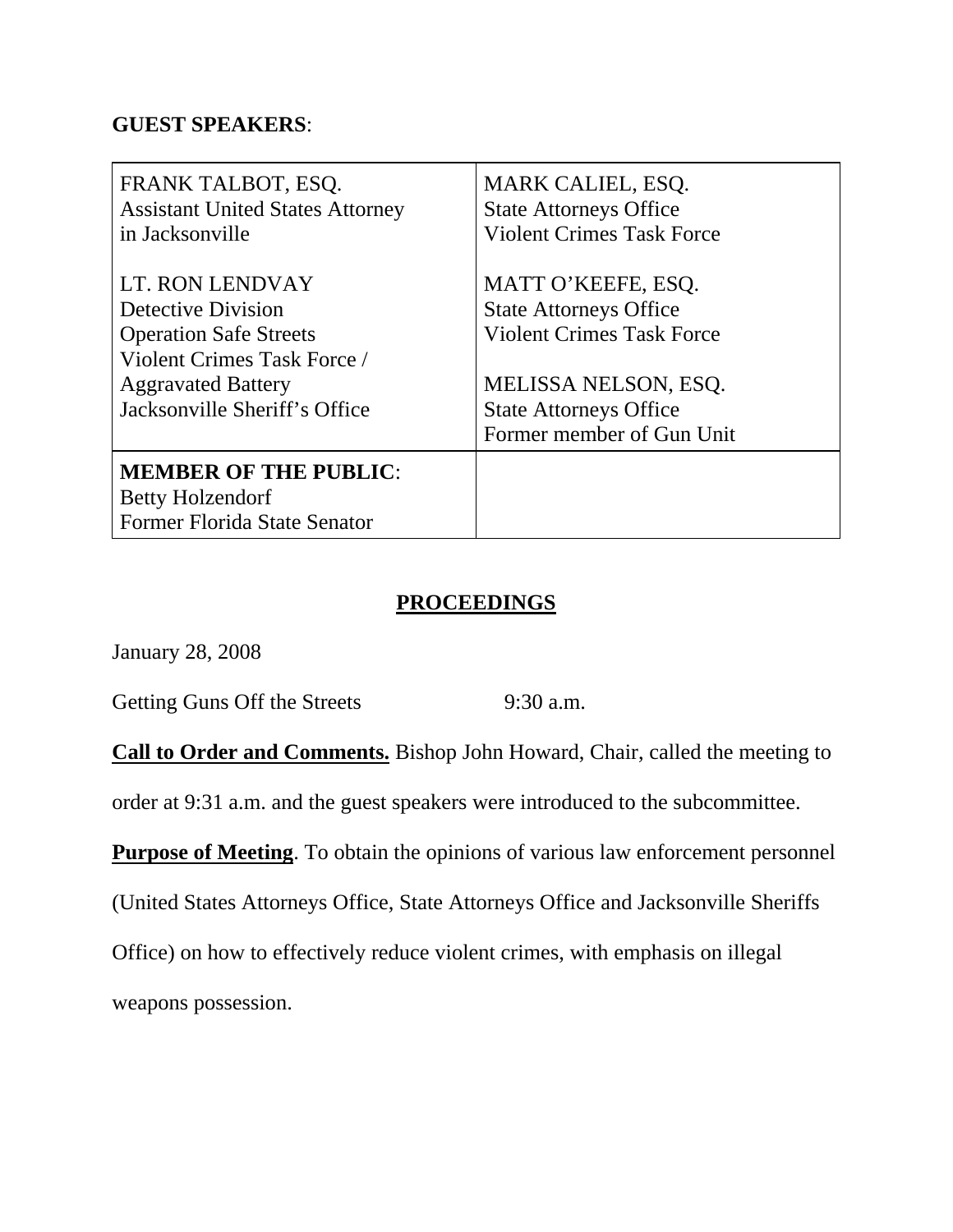**GUEST SPEAKERS**:

| FRANK TALBOT, ESQ.<br>Assistant United States Attorney<br>in Jacksonville<br><br>LT. RON LENDVAY<br>Detective Division<br>Operation Safe Streets<br>Violent Crimes Task Force /<br>Aggravated Battery<br>Jacksonville Sheriff's Office | MARK CALIEL, ESQ.<br>State Attorneys Office<br>Violent Crimes Task Force<br><br>MATT O'KEEFE, ESQ.<br>State Attorneys Office<br>Violent Crimes Task Force<br><br>MELISSA NELSON, ESQ.<br>State Attorneys Office<br>Former member of Gun Unit |
|---|---|
| **MEMBER OF THE PUBLIC**:<br>Betty Holzendorf<br>Former Florida State Senator | |

## PROCEEDINGS

January 28, 2008

Getting Guns Off the Streets 9:30 a.m.

**Call to Order and Comments.** Bishop John Howard, Chair, called the meeting to order at 9:31 a.m. and the guest speakers were introduced to the subcommittee.

**Purpose of Meeting**. To obtain the opinions of various law enforcement personnel (United States Attorneys Office, State Attorneys Office and Jacksonville Sheriffs Office) on how to effectively reduce violent crimes, with emphasis on illegal weapons possession.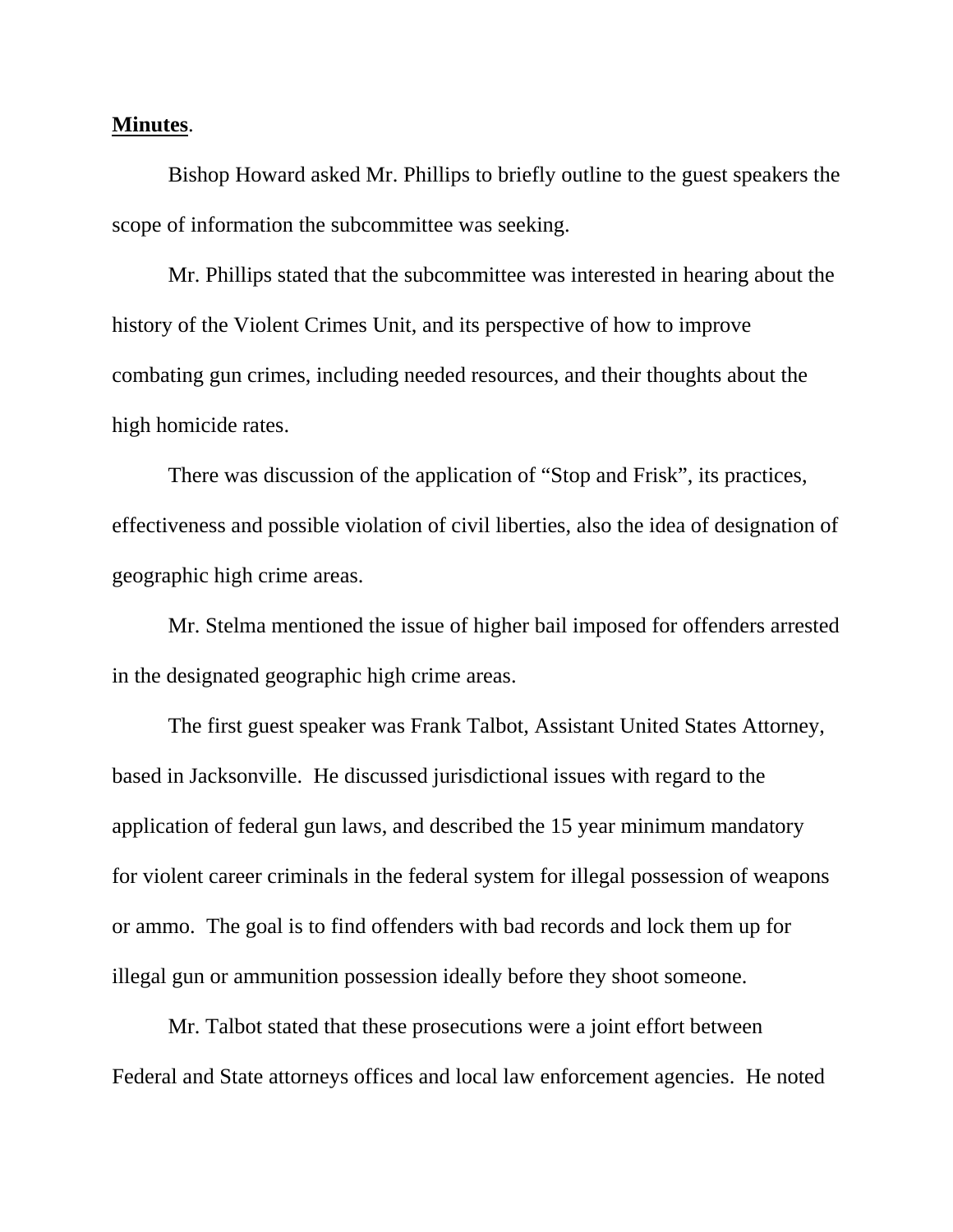**Minutes**.

Bishop Howard asked Mr. Phillips to briefly outline to the guest speakers the scope of information the subcommittee was seeking.

Mr. Phillips stated that the subcommittee was interested in hearing about the history of the Violent Crimes Unit, and its perspective of how to improve combating gun crimes, including needed resources, and their thoughts about the high homicide rates.

There was discussion of the application of "Stop and Frisk", its practices, effectiveness and possible violation of civil liberties, also the idea of designation of geographic high crime areas.

Mr. Stelma mentioned the issue of higher bail imposed for offenders arrested in the designated geographic high crime areas.

The first guest speaker was Frank Talbot, Assistant United States Attorney, based in Jacksonville. He discussed jurisdictional issues with regard to the application of federal gun laws, and described the 15 year minimum mandatory for violent career criminals in the federal system for illegal possession of weapons or ammo. The goal is to find offenders with bad records and lock them up for illegal gun or ammunition possession ideally before they shoot someone.

Mr. Talbot stated that these prosecutions were a joint effort between Federal and State attorneys offices and local law enforcement agencies. He noted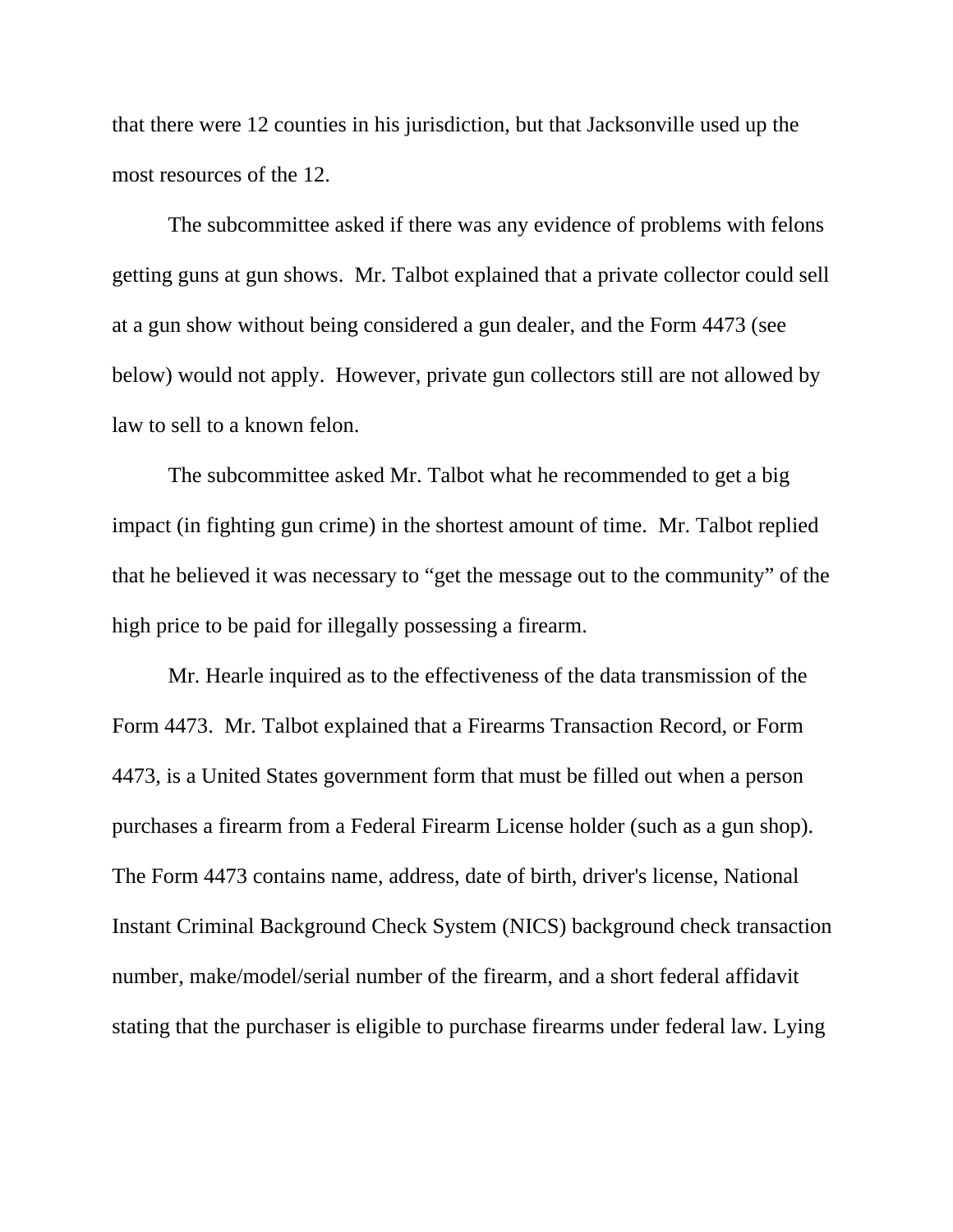that there were 12 counties in his jurisdiction, but that Jacksonville used up the most resources of the 12.

The subcommittee asked if there was any evidence of problems with felons getting guns at gun shows. Mr. Talbot explained that a private collector could sell at a gun show without being considered a gun dealer, and the Form 4473 (see below) would not apply. However, private gun collectors still are not allowed by law to sell to a known felon.

The subcommittee asked Mr. Talbot what he recommended to get a big impact (in fighting gun crime) in the shortest amount of time. Mr. Talbot replied that he believed it was necessary to "get the message out to the community" of the high price to be paid for illegally possessing a firearm.

Mr. Hearle inquired as to the effectiveness of the data transmission of the Form 4473. Mr. Talbot explained that a Firearms Transaction Record, or Form 4473, is a United States government form that must be filled out when a person purchases a firearm from a Federal Firearm License holder (such as a gun shop). The Form 4473 contains name, address, date of birth, driver's license, National Instant Criminal Background Check System (NICS) background check transaction number, make/model/serial number of the firearm, and a short federal affidavit stating that the purchaser is eligible to purchase firearms under federal law. Lying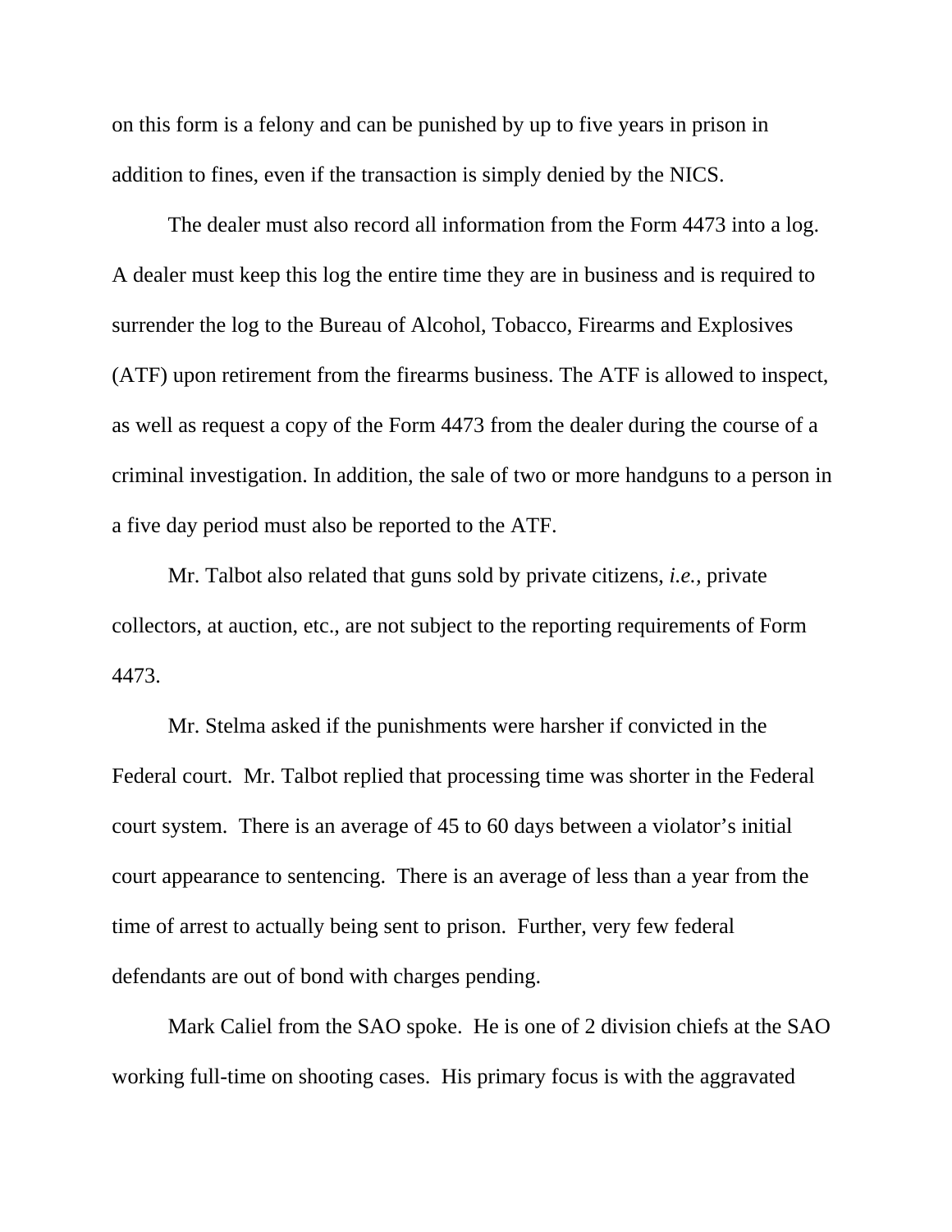on this form is a felony and can be punished by up to five years in prison in addition to fines, even if the transaction is simply denied by the NICS.

The dealer must also record all information from the Form 4473 into a log. A dealer must keep this log the entire time they are in business and is required to surrender the log to the Bureau of Alcohol, Tobacco, Firearms and Explosives (ATF) upon retirement from the firearms business. The ATF is allowed to inspect, as well as request a copy of the Form 4473 from the dealer during the course of a criminal investigation. In addition, the sale of two or more handguns to a person in a five day period must also be reported to the ATF.

Mr. Talbot also related that guns sold by private citizens, *i.e.*, private collectors, at auction, etc., are not subject to the reporting requirements of Form 4473.

Mr. Stelma asked if the punishments were harsher if convicted in the Federal court. Mr. Talbot replied that processing time was shorter in the Federal court system. There is an average of 45 to 60 days between a violator's initial court appearance to sentencing. There is an average of less than a year from the time of arrest to actually being sent to prison. Further, very few federal defendants are out of bond with charges pending.

Mark Caliel from the SAO spoke. He is one of 2 division chiefs at the SAO working full-time on shooting cases. His primary focus is with the aggravated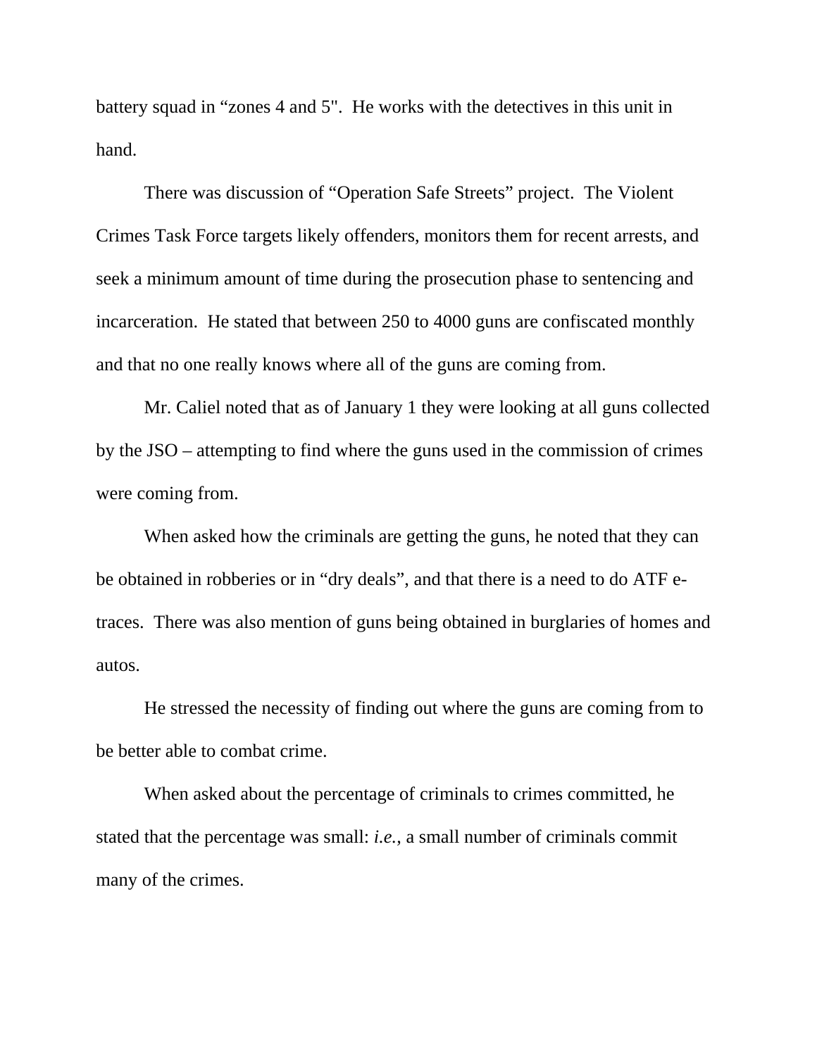battery squad in "zones 4 and 5". He works with the detectives in this unit in hand.

There was discussion of "Operation Safe Streets" project. The Violent Crimes Task Force targets likely offenders, monitors them for recent arrests, and seek a minimum amount of time during the prosecution phase to sentencing and incarceration. He stated that between 250 to 4000 guns are confiscated monthly and that no one really knows where all of the guns are coming from.

Mr. Caliel noted that as of January 1 they were looking at all guns collected by the JSO – attempting to find where the guns used in the commission of crimes were coming from.

When asked how the criminals are getting the guns, he noted that they can be obtained in robberies or in "dry deals", and that there is a need to do ATF e-traces. There was also mention of guns being obtained in burglaries of homes and autos.

He stressed the necessity of finding out where the guns are coming from to be better able to combat crime.

When asked about the percentage of criminals to crimes committed, he stated that the percentage was small: *i.e.*, a small number of criminals commit many of the crimes.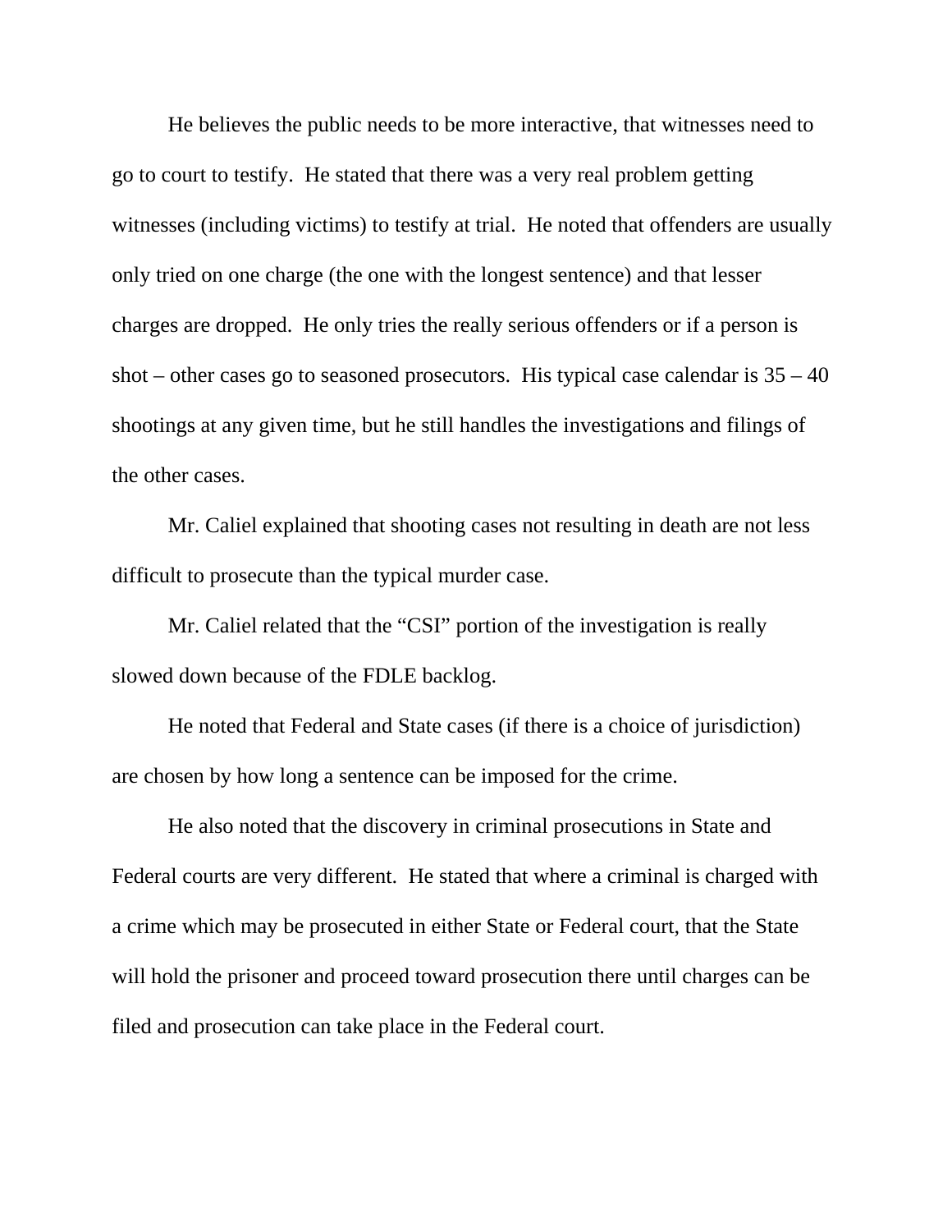He believes the public needs to be more interactive, that witnesses need to go to court to testify.  He stated that there was a very real problem getting witnesses (including victims) to testify at trial.  He noted that offenders are usually only tried on one charge (the one with the longest sentence) and that lesser charges are dropped.  He only tries the really serious offenders or if a person is shot – other cases go to seasoned prosecutors.  His typical case calendar is 35 – 40 shootings at any given time, but he still handles the investigations and filings of the other cases.

Mr. Caliel explained that shooting cases not resulting in death are not less difficult to prosecute than the typical murder case.

Mr. Caliel related that the "CSI" portion of the investigation is really slowed down because of the FDLE backlog.

He noted that Federal and State cases (if there is a choice of jurisdiction) are chosen by how long a sentence can be imposed for the crime.

He also noted that the discovery in criminal prosecutions in State and Federal courts are very different.  He stated that where a criminal is charged with a crime which may be prosecuted in either State or Federal court, that the State will hold the prisoner and proceed toward prosecution there until charges can be filed and prosecution can take place in the Federal court.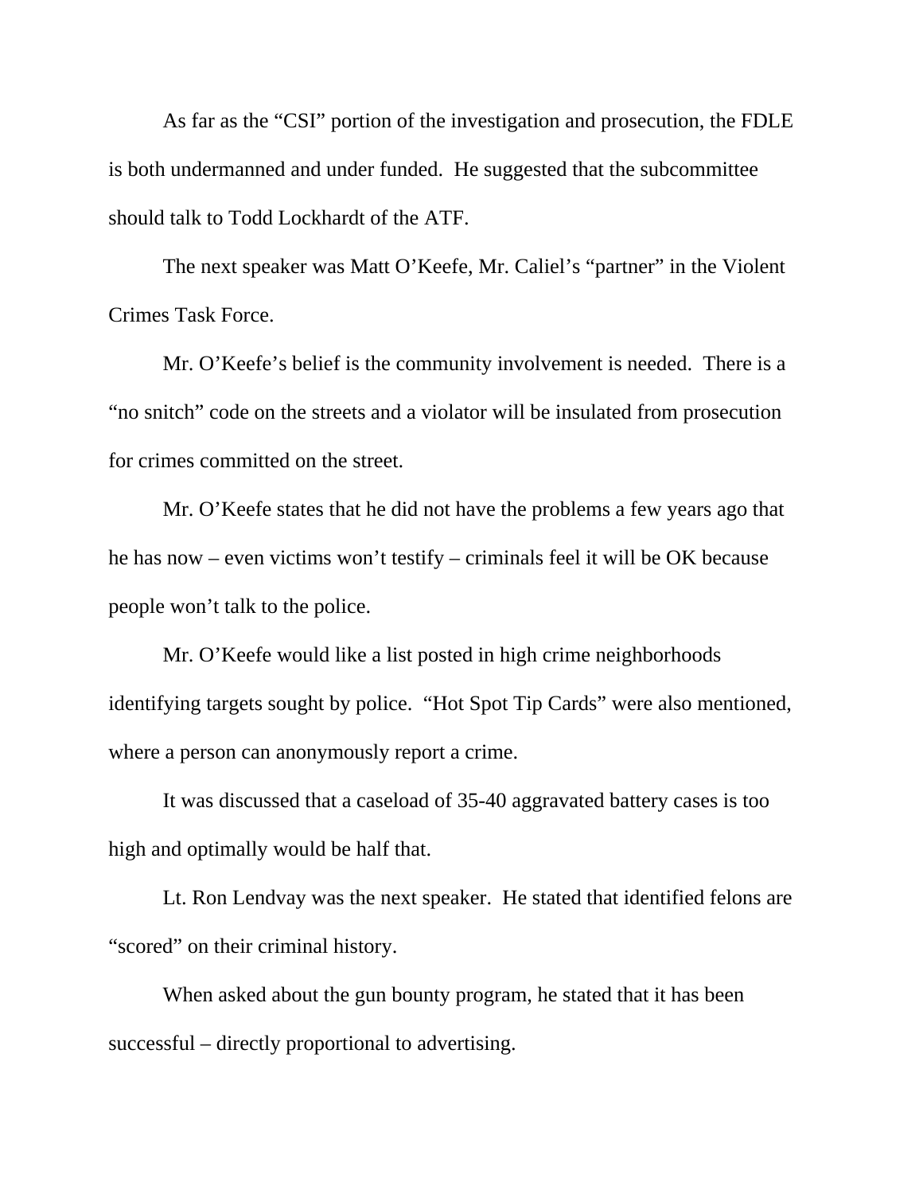As far as the "CSI" portion of the investigation and prosecution, the FDLE is both undermanned and under funded. He suggested that the subcommittee should talk to Todd Lockhardt of the ATF.

The next speaker was Matt O'Keefe, Mr. Caliel's "partner" in the Violent Crimes Task Force.

Mr. O'Keefe's belief is the community involvement is needed. There is a "no snitch" code on the streets and a violator will be insulated from prosecution for crimes committed on the street.

Mr. O'Keefe states that he did not have the problems a few years ago that he has now – even victims won't testify – criminals feel it will be OK because people won't talk to the police.

Mr. O'Keefe would like a list posted in high crime neighborhoods identifying targets sought by police. "Hot Spot Tip Cards" were also mentioned, where a person can anonymously report a crime.

It was discussed that a caseload of 35-40 aggravated battery cases is too high and optimally would be half that.

Lt. Ron Lendvay was the next speaker. He stated that identified felons are "scored" on their criminal history.

When asked about the gun bounty program, he stated that it has been successful – directly proportional to advertising.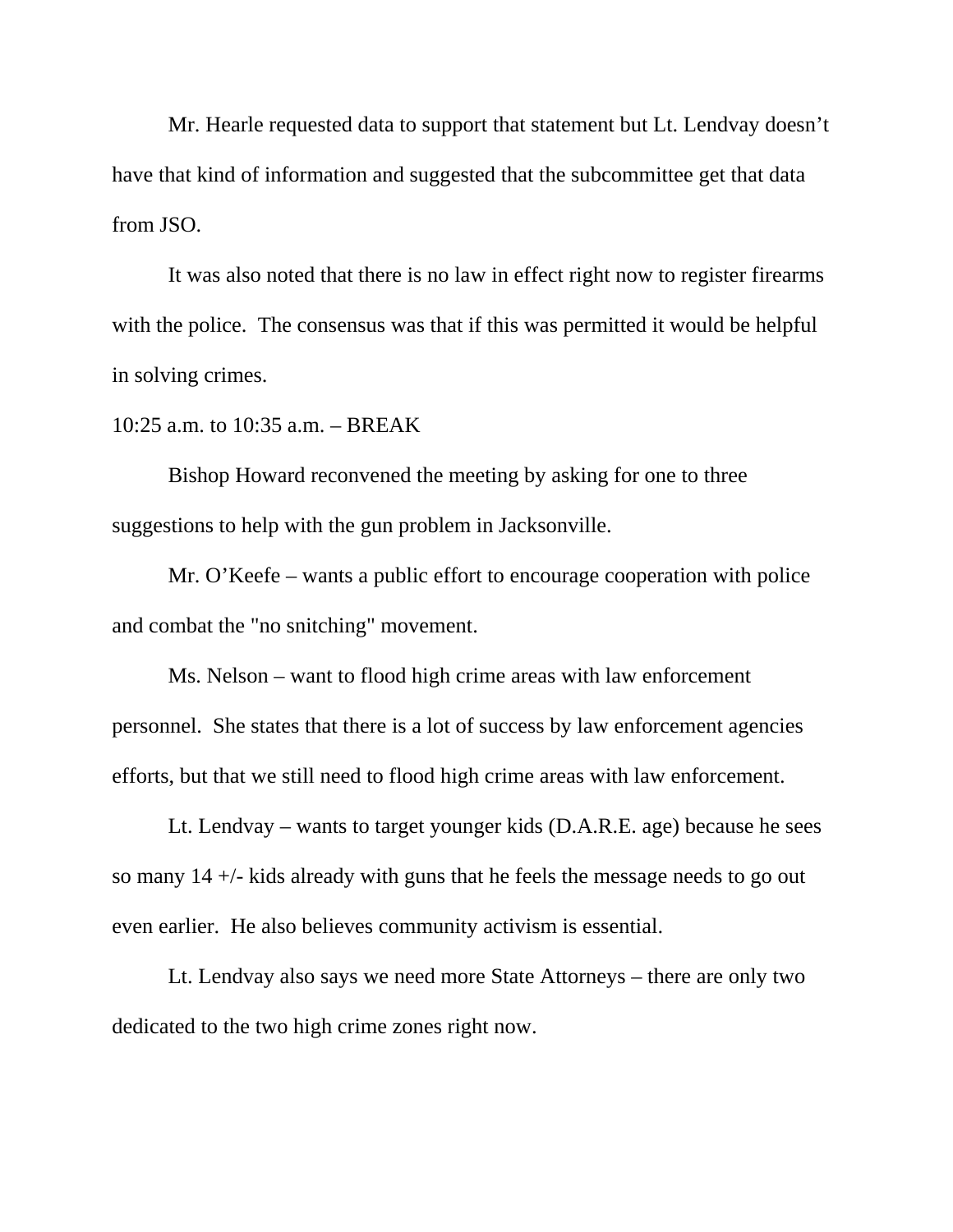Mr. Hearle requested data to support that statement but Lt. Lendvay doesn't have that kind of information and suggested that the subcommittee get that data from JSO.

It was also noted that there is no law in effect right now to register firearms with the police. The consensus was that if this was permitted it would be helpful in solving crimes.

10:25 a.m. to 10:35 a.m. – BREAK

Bishop Howard reconvened the meeting by asking for one to three suggestions to help with the gun problem in Jacksonville.

Mr. O'Keefe – wants a public effort to encourage cooperation with police and combat the "no snitching" movement.

Ms. Nelson – want to flood high crime areas with law enforcement personnel. She states that there is a lot of success by law enforcement agencies efforts, but that we still need to flood high crime areas with law enforcement.

Lt. Lendvay – wants to target younger kids (D.A.R.E. age) because he sees so many 14 +/- kids already with guns that he feels the message needs to go out even earlier. He also believes community activism is essential.

Lt. Lendvay also says we need more State Attorneys – there are only two dedicated to the two high crime zones right now.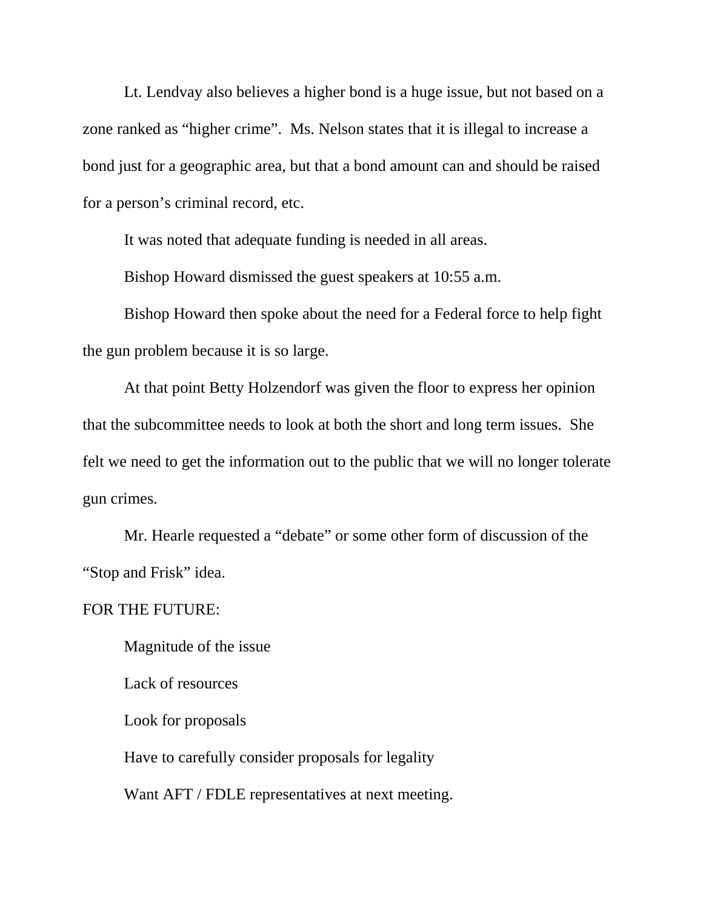Lt. Lendvay also believes a higher bond is a huge issue, but not based on a zone ranked as "higher crime". Ms. Nelson states that it is illegal to increase a bond just for a geographic area, but that a bond amount can and should be raised for a person's criminal record, etc.

It was noted that adequate funding is needed in all areas.

Bishop Howard dismissed the guest speakers at 10:55 a.m.

Bishop Howard then spoke about the need for a Federal force to help fight the gun problem because it is so large.

At that point Betty Holzendorf was given the floor to express her opinion that the subcommittee needs to look at both the short and long term issues. She felt we need to get the information out to the public that we will no longer tolerate gun crimes.

Mr. Hearle requested a "debate" or some other form of discussion of the "Stop and Frisk" idea.

FOR THE FUTURE:

Magnitude of the issue

Lack of resources

Look for proposals

Have to carefully consider proposals for legality

Want AFT / FDLE representatives at next meeting.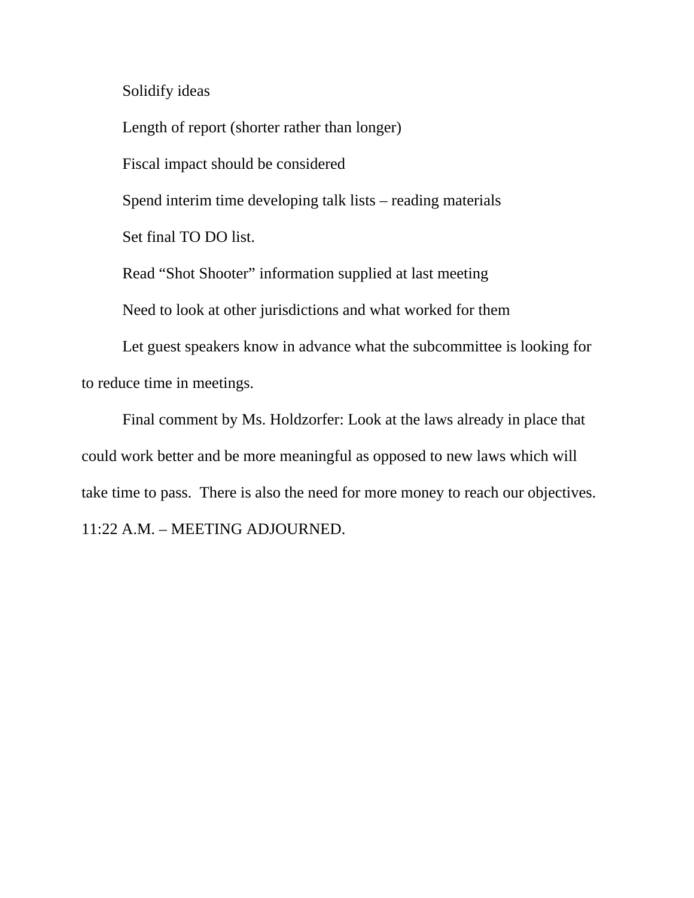Solidify ideas

Length of report (shorter rather than longer)

Fiscal impact should be considered

Spend interim time developing talk lists – reading materials

Set final TO DO list.

Read “Shot Shooter” information supplied at last meeting

Need to look at other jurisdictions and what worked for them

Let guest speakers know in advance what the subcommittee is looking for to reduce time in meetings.

Final comment by Ms. Holdzorfer: Look at the laws already in place that could work better and be more meaningful as opposed to new laws which will take time to pass.  There is also the need for more money to reach our objectives.

11:22 A.M. – MEETING ADJOURNED.